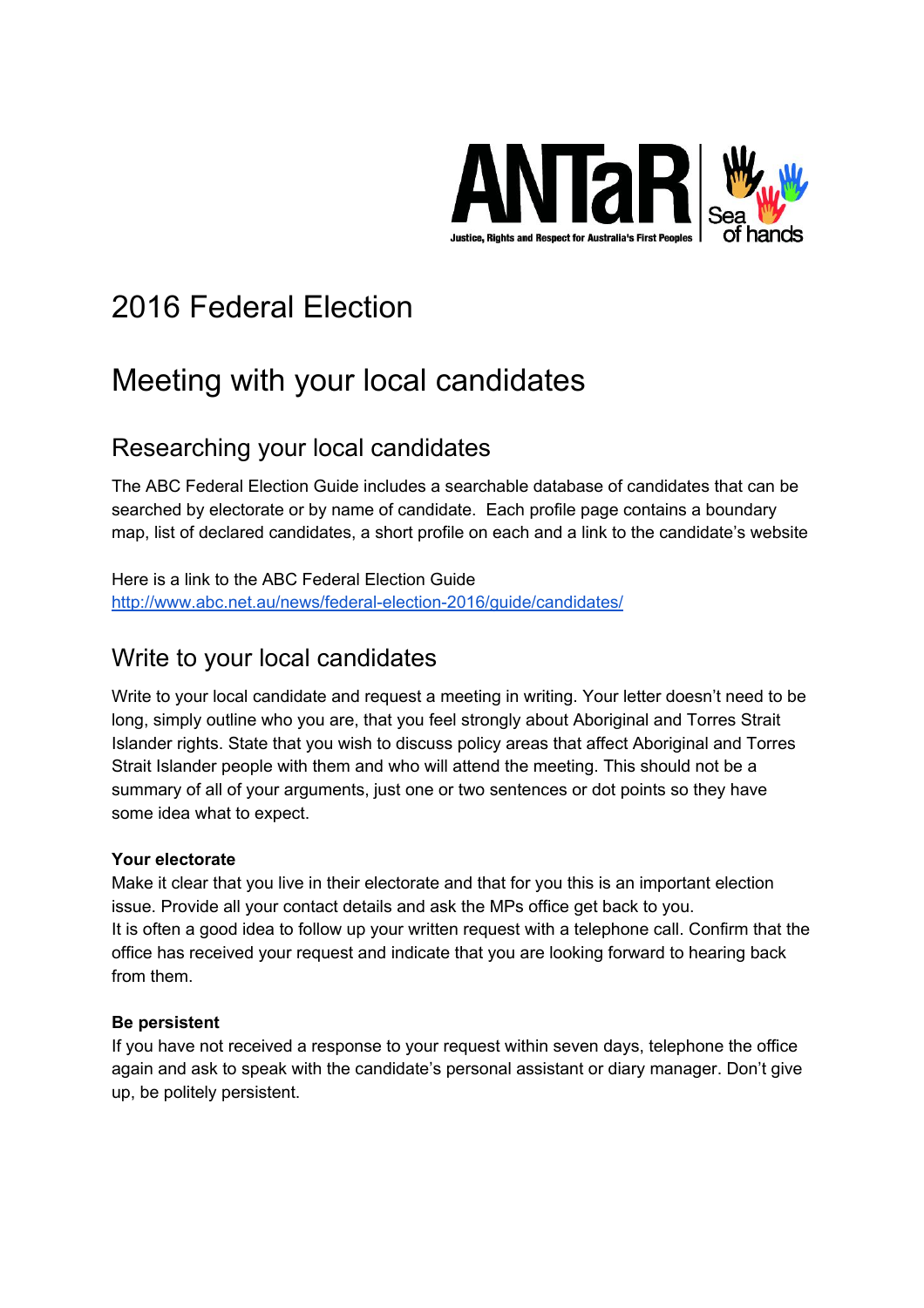# 2016 Federal Election

# Meeting with your local candidates

## Researching your local candidates

The ABC Federal Election Guide includes a searchable database of candidates that can be searched by electorate or by name of candidate. Each profile page contains a boundary map, list of declared candidates, a short profile on each and a link to the candidate's website

Here is a link to the ABC Federal Election Guide
http://www.abc.net.au/news/federal-election-2016/guide/candidates/

## Write to your local candidates

Write to your local candidate and request a meeting in writing. Your letter doesn't need to be long, simply outline who you are, that you feel strongly about Aboriginal and Torres Strait Islander rights. State that you wish to discuss policy areas that affect Aboriginal and Torres Strait Islander people with them and who will attend the meeting. This should not be a summary of all of your arguments, just one or two sentences or dot points so they have some idea what to expect.

**Your electorate**
Make it clear that you live in their electorate and that for you this is an important election issue. Provide all your contact details and ask the MPs office get back to you.
It is often a good idea to follow up your written request with a telephone call. Confirm that the office has received your request and indicate that you are looking forward to hearing back from them.

**Be persistent**
If you have not received a response to your request within seven days, telephone the office again and ask to speak with the candidate's personal assistant or diary manager. Don't give up, be politely persistent.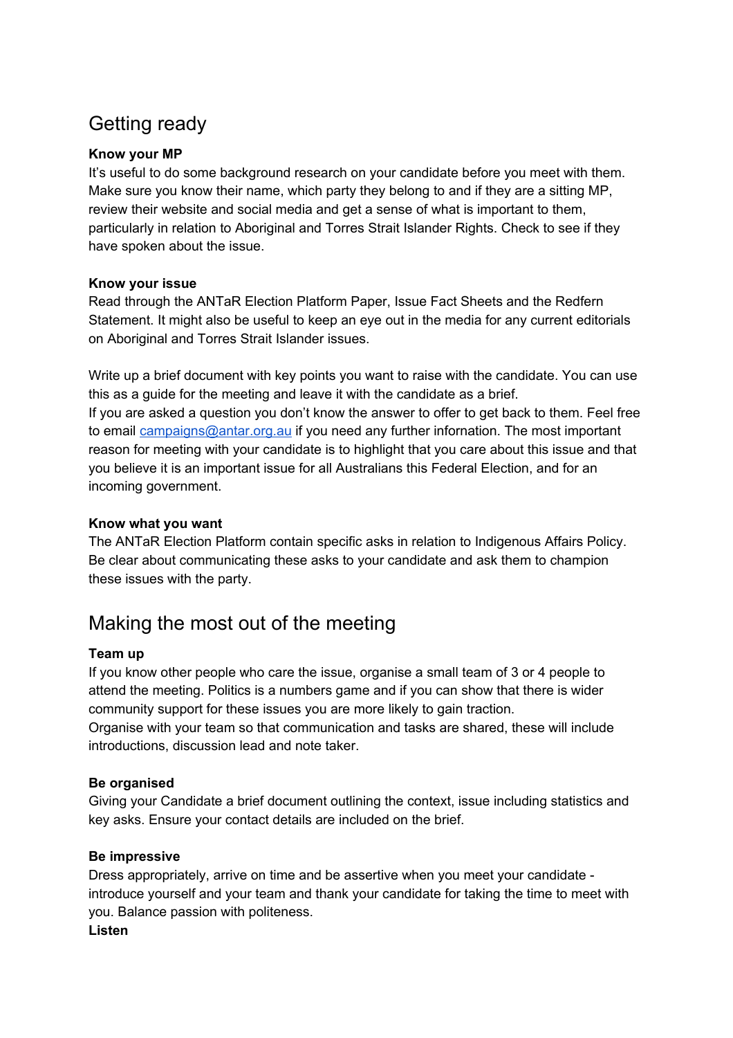## Getting ready

**Know your MP**

It's useful to do some background research on your candidate before you meet with them. Make sure you know their name, which party they belong to and if they are a sitting MP, review their website and social media and get a sense of what is important to them, particularly in relation to Aboriginal and Torres Strait Islander Rights. Check to see if they have spoken about the issue.

**Know your issue**

Read through the ANTaR Election Platform Paper, Issue Fact Sheets and the Redfern Statement. It might also be useful to keep an eye out in the media for any current editorials on Aboriginal and Torres Strait Islander issues.

Write up a brief document with key points you want to raise with the candidate. You can use this as a guide for the meeting and leave it with the candidate as a brief.
If you are asked a question you don't know the answer to offer to get back to them. Feel free to email [campaigns@antar.org.au](mailto:campaigns@antar.org.au) if you need any further infornation. The most important reason for meeting with your candidate is to highlight that you care about this issue and that you believe it is an important issue for all Australians this Federal Election, and for an incoming government.

**Know what you want**

The ANTaR Election Platform contain specific asks in relation to Indigenous Affairs Policy. Be clear about communicating these asks to your candidate and ask them to champion these issues with the party.

## Making the most out of the meeting

**Team up**

If you know other people who care the issue, organise a small team of 3 or 4 people to attend the meeting. Politics is a numbers game and if you can show that there is wider community support for these issues you are more likely to gain traction.
Organise with your team so that communication and tasks are shared, these will include introductions, discussion lead and note taker.

**Be organised**

Giving your Candidate a brief document outlining the context, issue including statistics and key asks. Ensure your contact details are included on the brief.

**Be impressive**

Dress appropriately, arrive on time and be assertive when you meet your candidate - introduce yourself and your team and thank your candidate for taking the time to meet with you. Balance passion with politeness.

**Listen**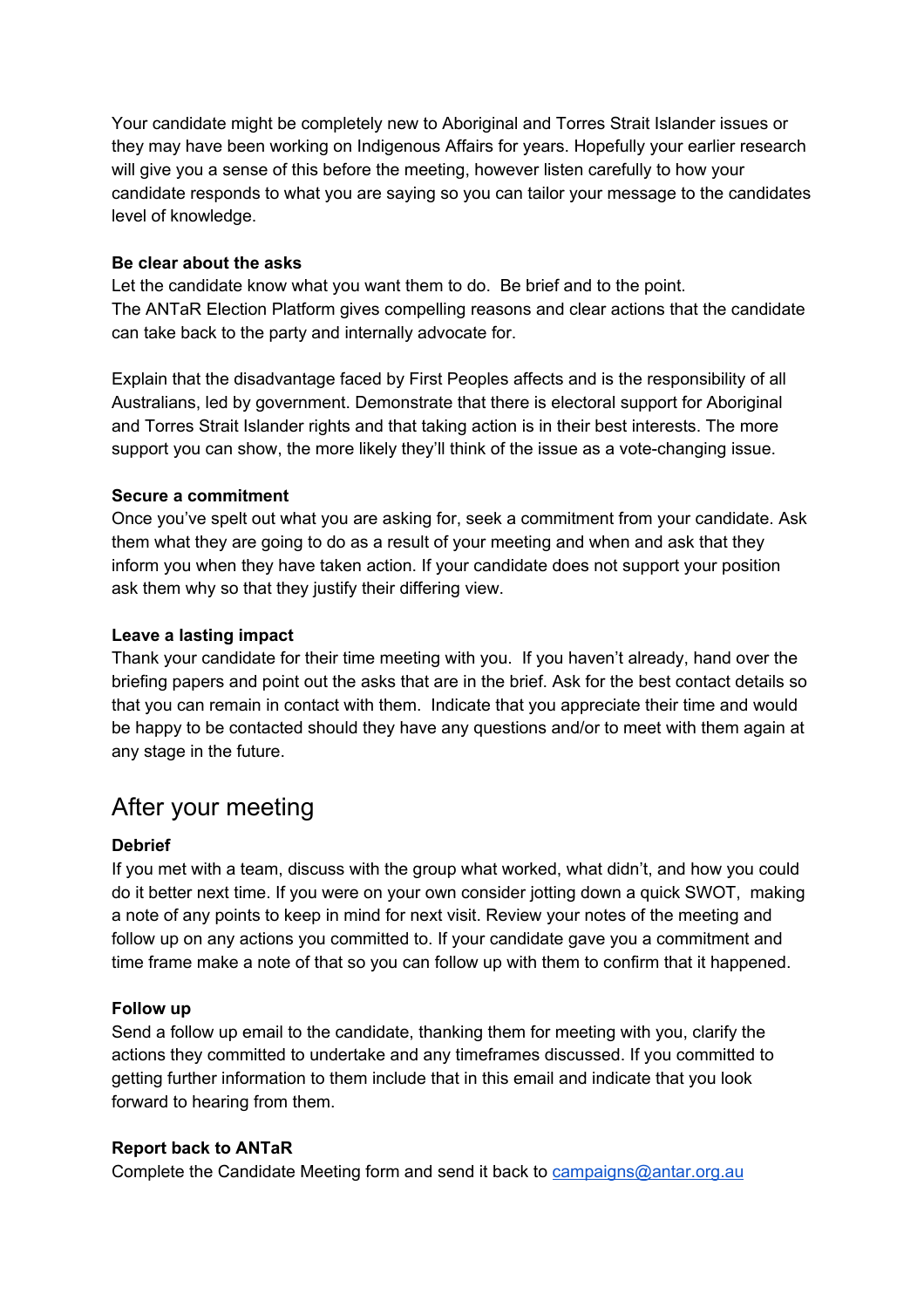Your candidate might be completely new to Aboriginal and Torres Strait Islander issues or they may have been working on Indigenous Affairs for years. Hopefully your earlier research will give you a sense of this before the meeting, however listen carefully to how your candidate responds to what you are saying so you can tailor your message to the candidates level of knowledge.

**Be clear about the asks**
Let the candidate know what you want them to do. Be brief and to the point.
The ANTaR Election Platform gives compelling reasons and clear actions that the candidate can take back to the party and internally advocate for.

Explain that the disadvantage faced by First Peoples affects and is the responsibility of all Australians, led by government. Demonstrate that there is electoral support for Aboriginal and Torres Strait Islander rights and that taking action is in their best interests. The more support you can show, the more likely they'll think of the issue as a vote-changing issue.

**Secure a commitment**
Once you've spelt out what you are asking for, seek a commitment from your candidate. Ask them what they are going to do as a result of your meeting and when and ask that they inform you when they have taken action. If your candidate does not support your position ask them why so that they justify their differing view.

**Leave a lasting impact**
Thank your candidate for their time meeting with you. If you haven't already, hand over the briefing papers and point out the asks that are in the brief. Ask for the best contact details so that you can remain in contact with them. Indicate that you appreciate their time and would be happy to be contacted should they have any questions and/or to meet with them again at any stage in the future.

## After your meeting

**Debrief**
If you met with a team, discuss with the group what worked, what didn't, and how you could do it better next time. If you were on your own consider jotting down a quick SWOT, making a note of any points to keep in mind for next visit. Review your notes of the meeting and follow up on any actions you committed to. If your candidate gave you a commitment and time frame make a note of that so you can follow up with them to confirm that it happened.

**Follow up**
Send a follow up email to the candidate, thanking them for meeting with you, clarify the actions they committed to undertake and any timeframes discussed. If you committed to getting further information to them include that in this email and indicate that you look forward to hearing from them.

**Report back to ANTaR**
Complete the Candidate Meeting form and send it back to campaigns@antar.org.au